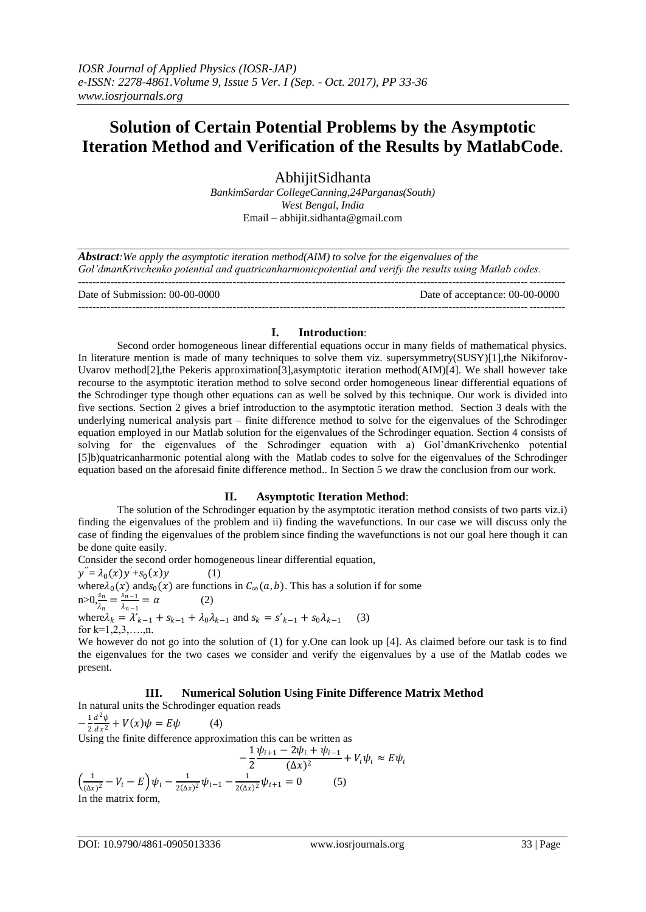# Solution of Certain Potential Problems by the Asymptotic Iteration Method and Verification of the Results by MatlabCode.

AbhijitSidhanta

*BankimSardar CollegeCanning,24Parganas(South)*
*West Bengal, India*
Email – abhijit.sidhanta@gmail.com

***Abstract****:We apply the asymptotic iteration method(AIM) to solve for the eigenvalues of the Gol'dmanKrivchenko potential and quatricanharmonicpotential and verify the results using Matlab codes.*

---

Date of Submission: 00-00-0000 Date of acceptance: 00-00-0000

---

## I. Introduction:

Second order homogeneous linear differential equations occur in many fields of mathematical physics. In literature mention is made of many techniques to solve them viz. supersymmetry(SUSY)[1],the Nikiforov-Uvarov method[2],the Pekeris approximation[3],asymptotic iteration method(AIM)[4]. We shall however take recourse to the asymptotic iteration method to solve second order homogeneous linear differential equations of the Schrodinger type though other equations can as well be solved by this technique. Our work is divided into five sections. Section 2 gives a brief introduction to the asymptotic iteration method. Section 3 deals with the underlying numerical analysis part – finite difference method to solve for the eigenvalues of the Schrodinger equation employed in our Matlab solution for the eigenvalues of the Schrodinger equation. Section 4 consists of solving for the eigenvalues of the Schrodinger equation with a) Gol'dmanKrivchenko potential [5]b)quatricanharmonic potential along with the Matlab codes to solve for the eigenvalues of the Schrodinger equation based on the aforesaid finite difference method.. In Section 5 we draw the conclusion from our work.

## II. Asymptotic Iteration Method:

The solution of the Schrodinger equation by the asymptotic iteration method consists of two parts viz.i) finding the eigenvalues of the problem and ii) finding the wavefunctions. In our case we will discuss only the case of finding the eigenvalues of the problem since finding the wavefunctions is not our goal here though it can be done quite easily.

Consider the second order homogeneous linear differential equation,

$y'' = \lambda_0(x)y' + s_0(x)y$ (1)

where $\lambda_0(x)$ and $s_0(x)$ are functions in $C_\infty(a,b)$. This has a solution if for some

n>0, $\frac{s_n}{\lambda_n} = \frac{s_{n-1}}{\lambda_{n-1}} = \alpha$ (2)

where $\lambda_k = \lambda'_{k-1} + s_{k-1} + \lambda_0\lambda_{k-1}$ and $s_k = s'_{k-1} + s_0\lambda_{k-1}$ (3)

for k=1,2,3,….,n.

We however do not go into the solution of (1) for y.One can look up [4]. As claimed before our task is to find the eigenvalues for the two cases we consider and verify the eigenvalues by a use of the Matlab codes we present.

## III. Numerical Solution Using Finite Difference Matrix Method

In natural units the Schrodinger equation reads

$-\frac{1}{2}\frac{d^2\psi}{dx^2} + V(x)\psi = E\psi$ (4)

Using the finite difference approximation this can be written as

$$-\frac{1}{2}\frac{\psi_{i+1} - 2\psi_i + \psi_{i-1}}{(\Delta x)^2} + V_i\psi_i \approx E\psi_i$$

$\left(\frac{1}{(\Delta x)^2} - V_i - E\right)\psi_i - \frac{1}{2(\Delta x)^2}\psi_{i-1} - \frac{1}{2(\Delta x)^2}\psi_{i+1} = 0$ (5)

In the matrix form,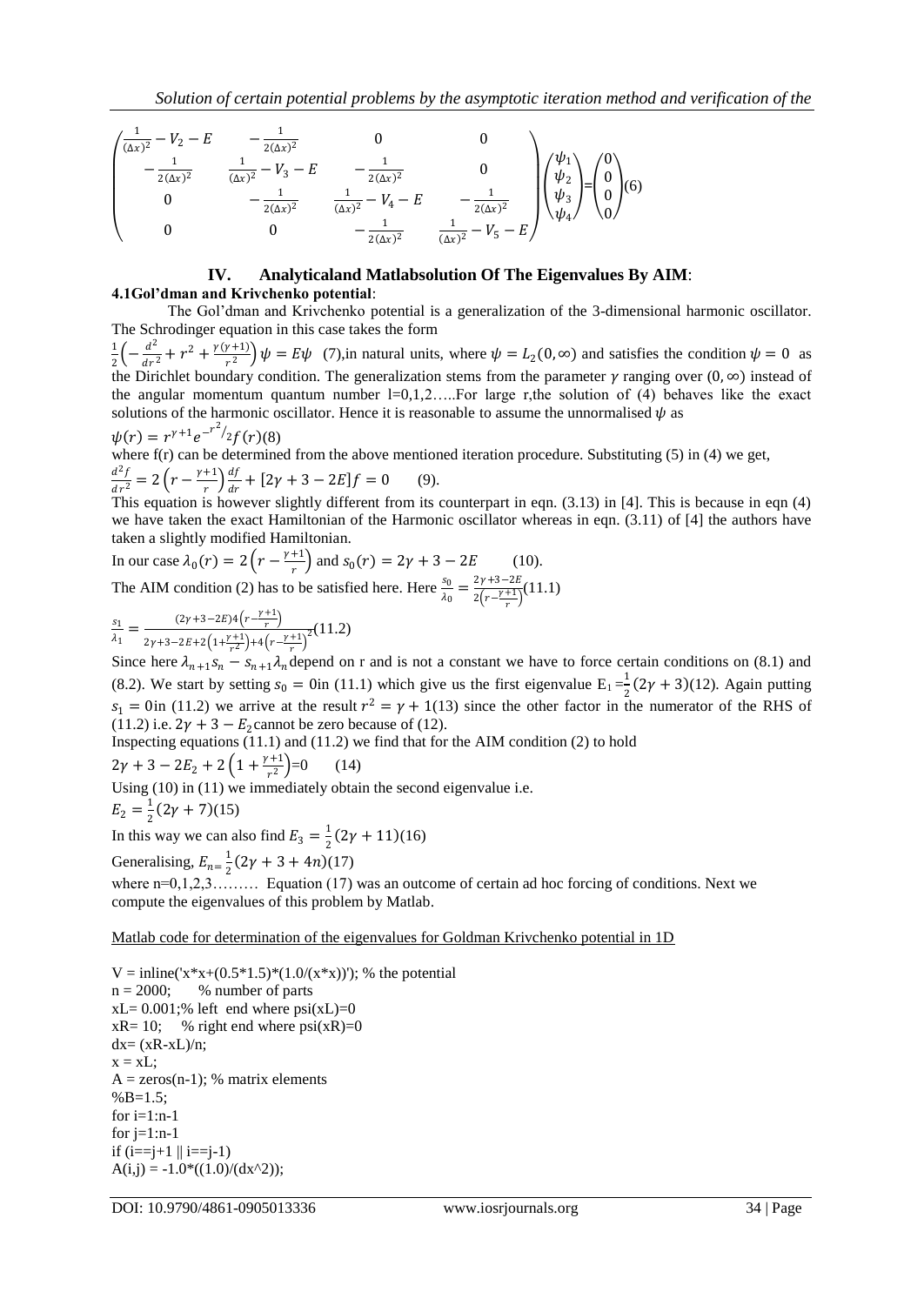$$\begin{pmatrix} \frac{1}{(\Delta x)^2} - V_2 - E & -\frac{1}{2(\Delta x)^2} & 0 & 0 \\ -\frac{1}{2(\Delta x)^2} & \frac{1}{(\Delta x)^2} - V_3 - E & -\frac{1}{2(\Delta x)^2} & 0 \\ 0 & -\frac{1}{2(\Delta x)^2} & \frac{1}{(\Delta x)^2} - V_4 - E & -\frac{1}{2(\Delta x)^2} \\ 0 & 0 & -\frac{1}{2(\Delta x)^2} & \frac{1}{(\Delta x)^2} - V_5 - E \end{pmatrix} \begin{pmatrix} \psi_1 \\ \psi_2 \\ \psi_3 \\ \psi_4 \end{pmatrix} = \begin{pmatrix} 0 \\ 0 \\ 0 \\ 0 \end{pmatrix} (6)$$

## IV. Analyticaland Matlabsolution Of The Eigenvalues By AIM:

### 4.1Gol'dman and Krivchenko potential:

The Gol'dman and Krivchenko potential is a generalization of the 3-dimensional harmonic oscillator. The Schrodinger equation in this case takes the form

$\frac{1}{2}\left(-\frac{d^2}{dr^2} + r^2 + \frac{\gamma(\gamma+1)}{r^2}\right)\psi = E\psi$ (7),in natural units, where $\psi = L_2(0,\infty)$ and satisfies the condition $\psi = 0$ as the Dirichlet boundary condition. The generalization stems from the parameter $\gamma$ ranging over $(0,\infty)$ instead of the angular momentum quantum number l=0,1,2…..For large r,the solution of (4) behaves like the exact solutions of the harmonic oscillator. Hence it is reasonable to assume the unnormalised $\psi$ as

$\psi(r) = r^{\gamma+1}e^{-r^2/2}f(r)$(8)

where f(r) can be determined from the above mentioned iteration procedure. Substituting (5) in (4) we get,

$\frac{d^2f}{dr^2} = 2\left(r - \frac{\gamma+1}{r}\right)\frac{df}{dr} + [2\gamma + 3 - 2E]f = 0$ (9).

This equation is however slightly different from its counterpart in eqn. (3.13) in [4]. This is because in eqn (4) we have taken the exact Hamiltonian of the Harmonic oscillator whereas in eqn. (3.11) of [4] the authors have taken a slightly modified Hamiltonian.

In our case $\lambda_0(r) = 2\left(r - \frac{\gamma+1}{r}\right)$ and $s_0(r) = 2\gamma + 3 - 2E$ (10).

The AIM condition (2) has to be satisfied here. Here $\frac{s_0}{\lambda_0} = \frac{2\gamma+3-2E}{2\left(r-\frac{\gamma+1}{r}\right)}$(11.1)

$\frac{s_1}{\lambda_1} = \frac{(2\gamma+3-2E)4\left(r-\frac{\gamma+1}{r}\right)}{2\gamma+3-2E+2\left(1+\frac{\gamma+1}{r^2}\right)+4\left(r-\frac{\gamma+1}{r}\right)^2}$(11.2)

Since here $\lambda_{n+1}s_n - s_{n+1}\lambda_n$ depend on r and is not a constant we have to force certain conditions on (8.1) and (8.2). We start by setting $s_0 = 0$in (11.1) which give us the first eigenvalue $E_1 = \frac{1}{2}(2\gamma+3)$(12). Again putting $s_1 = 0$in (11.2) we arrive at the result $r^2 = \gamma + 1$(13) since the other factor in the numerator of the RHS of (11.2) i.e. $2\gamma + 3 - E_2$cannot be zero because of (12).

Inspecting equations (11.1) and (11.2) we find that for the AIM condition (2) to hold

$2\gamma + 3 - 2E_2 + 2\left(1 + \frac{\gamma+1}{r^2}\right) = 0$ (14)

Using (10) in (11) we immediately obtain the second eigenvalue i.e.

$E_2 = \frac{1}{2}(2\gamma + 7)$(15)

In this way we can also find $E_3 = \frac{1}{2}(2\gamma + 11)$(16)

Generalising, $E_n = \frac{1}{2}(2\gamma + 3 + 4n)$(17)

where n=0,1,2,3……… Equation (17) was an outcome of certain ad hoc forcing of conditions. Next we compute the eigenvalues of this problem by Matlab.

Matlab code for determination of the eigenvalues for Goldman Krivchenko potential in 1D

```
V = inline('x*x+(0.5*1.5)*(1.0/(x*x))'); % the potential
n = 2000;      % number of parts
xL= 0.001;% left  end where psi(xL)=0
xR= 10;    % right end where psi(xR)=0
dx= (xR-xL)/n;
x = xL;
A = zeros(n-1); % matrix elements
%B=1.5;
for i=1:n-1
for j=1:n-1
if (i==j+1 || i==j-1)
A(i,j) = -1.0*((1.0)/(dx^2));
```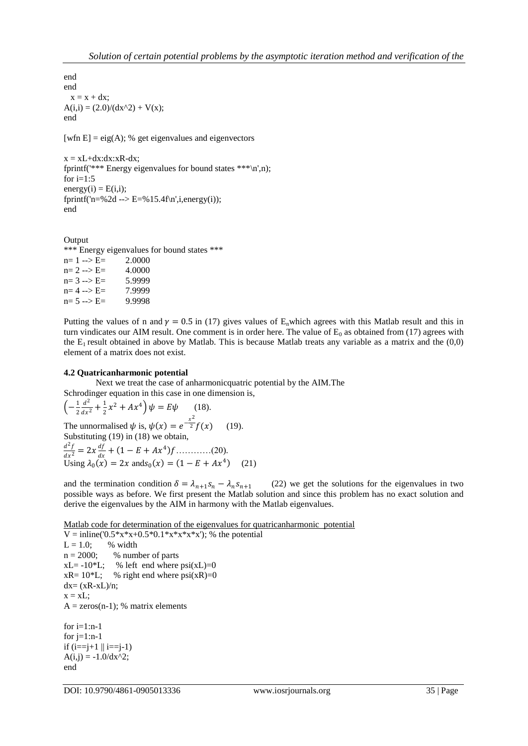```
end
end
  x = x + dx;
A(i,i) = (2.0)/(dx^2) + V(x);
end

[wfn E] = eig(A); % get eigenvalues and eigenvectors

x = xL+dx:dx:xR-dx;
fprintf('*** Energy eigenvalues for bound states ***\n',n);
for i=1:5
energy(i) = E(i,i);
fprintf('n=%2d --> E=%15.4f\n',i,energy(i));
end
```

Output

```
*** Energy eigenvalues for bound states ***
n= 1 --> E=       2.0000
n= 2 --> E=       4.0000
n= 3 --> E=       5.9999
n= 4 --> E=       7.9999
n= 5 --> E=       9.9998
```

Putting the values of n and $\gamma = 0.5$ in (17) gives values of $E_n$which agrees with this Matlab result and this in turn vindicates our AIM result. One comment is in order here. The value of $E_0$ as obtained from (17) agrees with the $E_1$ result obtained in above by Matlab. This is because Matlab treats any variable as a matrix and the (0,0) element of a matrix does not exist.

### 4.2 Quatricanharmonic potential

Next we treat the case of anharmonicquatric potential by the AIM.The Schrodinger equation in this case in one dimension is,

$$\left(-\frac{1}{2}\frac{d^2}{dx^2} + \frac{1}{2}x^2 + Ax^4\right)\psi = E\psi \qquad (18).$$

The unnormalised $\psi$ is, $\psi(x) = e^{-\frac{x^2}{2}}f(x)$ (19).

Substituting (19) in (18) we obtain,

$$\frac{d^2f}{dx^2} = 2x\frac{df}{dx} + (1 - E + Ax^4)f \text{…………}(20).$$

Using $\lambda_0(x) = 2x$ and$s_0(x) = (1 - E + Ax^4)$ (21)

and the termination condition $\delta = \lambda_{n+1}s_n - \lambda_n s_{n+1}$ (22) we get the solutions for the eigenvalues in two possible ways as before. We first present the Matlab solution and since this problem has no exact solution and derive the eigenvalues by the AIM in harmony with the Matlab eigenvalues.

Matlab code for determination of the eigenvalues for quatricanharmonic potential

```
V = inline('0.5*x*x+0.5*0.1*x*x*x*x'); % the potential
L = 1.0;      % width
n = 2000;      % number of parts
xL= -10*L;    % left end where psi(xL)=0
xR= 10*L;    % right end where psi(xR)=0
dx= (xR-xL)/n;
x = xL;
A = zeros(n-1); % matrix elements

for i=1:n-1
for j=1:n-1
if (i==j+1 || i==j-1)
A(i,j) = -1.0/dx^2;
end
```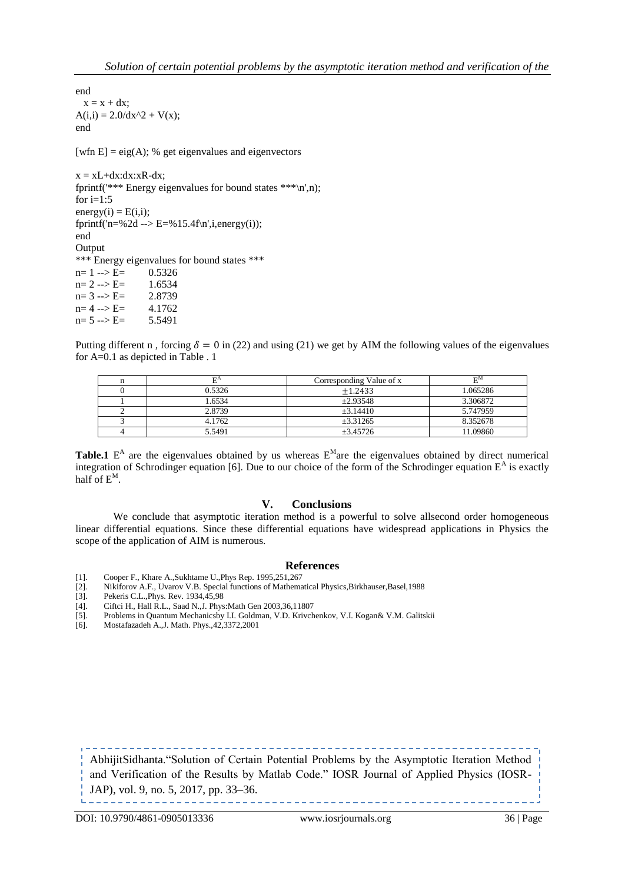```
end
  x = x + dx;
A(i,i) = 2.0/dx^2 + V(x);
end

[wfn E] = eig(A); % get eigenvalues and eigenvectors

x = xL+dx:dx:xR-dx;
fprintf('*** Energy eigenvalues for bound states ***\n',n);
for i=1:5
energy(i) = E(i,i);
fprintf('n=%2d --> E=%15.4f\n',i,energy(i));
end
```

Output

```
*** Energy eigenvalues for bound states ***
n= 1 --> E=        0.5326
n= 2 --> E=        1.6534
n= 3 --> E=        2.8739
n= 4 --> E=        4.1762
n= 5 --> E=        5.5491
```

Putting different n , forcing $\delta = 0$ in (22) and using (21) we get by AIM the following values of the eigenvalues for A=0.1 as depicted in Table . 1

| n | $E^A$ | Corresponding Value of x | $E^M$ |
|---|---|---|---|
| 0 | 0.5326 | $\pm 1.2433$ | 1.065286 |
| 1 | 1.6534 | $\pm 2.93548$ | 3.306872 |
| 2 | 2.8739 | $\pm 3.14410$ | 5.747959 |
| 3 | 4.1762 | $\pm 3.31265$ | 8.352678 |
| 4 | 5.5491 | $\pm 3.45726$ | 11.09860 |

**Table.1** $E^A$ are the eigenvalues obtained by us whereas $E^M$are the eigenvalues obtained by direct numerical integration of Schrodinger equation [6]. Due to our choice of the form of the Schrodinger equation $E^A$ is exactly half of $E^M$.

## V. Conclusions

We conclude that asymptotic iteration method is a powerful to solve allsecond order homogeneous linear differential equations. Since these differential equations have widespread applications in Physics the scope of the application of AIM is numerous.

## References

[1]. Cooper F., Khare A.,Sukhtame U.,Phys Rep. 1995,251,267
[2]. Nikiforov A.F., Uvarov V.B. Special functions of Mathematical Physics,Birkhauser,Basel,1988
[3]. Pekeris C.L.,Phys. Rev. 1934,45,98
[4]. Ciftci H., Hall R.L., Saad N.,J. Phys:Math Gen 2003,36,11807
[5]. Problems in Quantum Mechanicsby I.I. Goldman, V.D. Krivchenkov, V.I. Kogan& V.M. Galitskii
[6]. Mostafazadeh A.,J. Math. Phys.,42,3372,2001

AbhijitSidhanta."Solution of Certain Potential Problems by the Asymptotic Iteration Method and Verification of the Results by Matlab Code." IOSR Journal of Applied Physics (IOSR-JAP), vol. 9, no. 5, 2017, pp. 33–36.